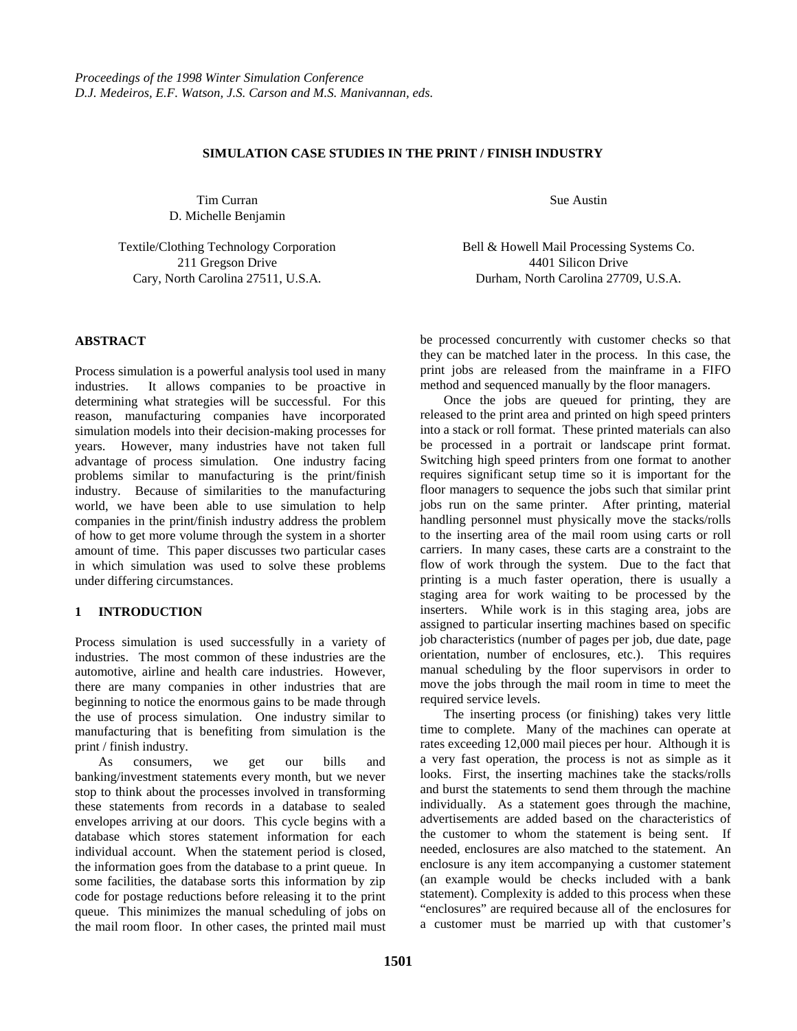# SIMULATION CASE STUDIES IN THE PRINT / FINISH INDUSTRY

Tim Curran
D. Michelle Benjamin

Textile/Clothing Technology Corporation
211 Gregson Drive
Cary, North Carolina 27511, U.S.A.

Sue Austin

Bell & Howell Mail Processing Systems Co.
4401 Silicon Drive
Durham, North Carolina 27709, U.S.A.

## ABSTRACT

Process simulation is a powerful analysis tool used in many industries. It allows companies to be proactive in determining what strategies will be successful. For this reason, manufacturing companies have incorporated simulation models into their decision-making processes for years. However, many industries have not taken full advantage of process simulation. One industry facing problems similar to manufacturing is the print/finish industry. Because of similarities to the manufacturing world, we have been able to use simulation to help companies in the print/finish industry address the problem of how to get more volume through the system in a shorter amount of time. This paper discusses two particular cases in which simulation was used to solve these problems under differing circumstances.

## 1 INTRODUCTION

Process simulation is used successfully in a variety of industries. The most common of these industries are the automotive, airline and health care industries. However, there are many companies in other industries that are beginning to notice the enormous gains to be made through the use of process simulation. One industry similar to manufacturing that is benefiting from simulation is the print / finish industry.

As consumers, we get our bills and banking/investment statements every month, but we never stop to think about the processes involved in transforming these statements from records in a database to sealed envelopes arriving at our doors. This cycle begins with a database which stores statement information for each individual account. When the statement period is closed, the information goes from the database to a print queue. In some facilities, the database sorts this information by zip code for postage reductions before releasing it to the print queue. This minimizes the manual scheduling of jobs on the mail room floor. In other cases, the printed mail must be processed concurrently with customer checks so that they can be matched later in the process. In this case, the print jobs are released from the mainframe in a FIFO method and sequenced manually by the floor managers.

Once the jobs are queued for printing, they are released to the print area and printed on high speed printers into a stack or roll format. These printed materials can also be processed in a portrait or landscape print format. Switching high speed printers from one format to another requires significant setup time so it is important for the floor managers to sequence the jobs such that similar print jobs run on the same printer. After printing, material handling personnel must physically move the stacks/rolls to the inserting area of the mail room using carts or roll carriers. In many cases, these carts are a constraint to the flow of work through the system. Due to the fact that printing is a much faster operation, there is usually a staging area for work waiting to be processed by the inserters. While work is in this staging area, jobs are assigned to particular inserting machines based on specific job characteristics (number of pages per job, due date, page orientation, number of enclosures, etc.). This requires manual scheduling by the floor supervisors in order to move the jobs through the mail room in time to meet the required service levels.

The inserting process (or finishing) takes very little time to complete. Many of the machines can operate at rates exceeding 12,000 mail pieces per hour. Although it is a very fast operation, the process is not as simple as it looks. First, the inserting machines take the stacks/rolls and burst the statements to send them through the machine individually. As a statement goes through the machine, advertisements are added based on the characteristics of the customer to whom the statement is being sent. If needed, enclosures are also matched to the statement. An enclosure is any item accompanying a customer statement (an example would be checks included with a bank statement). Complexity is added to this process when these "enclosures" are required because all of the enclosures for a customer must be married up with that customer's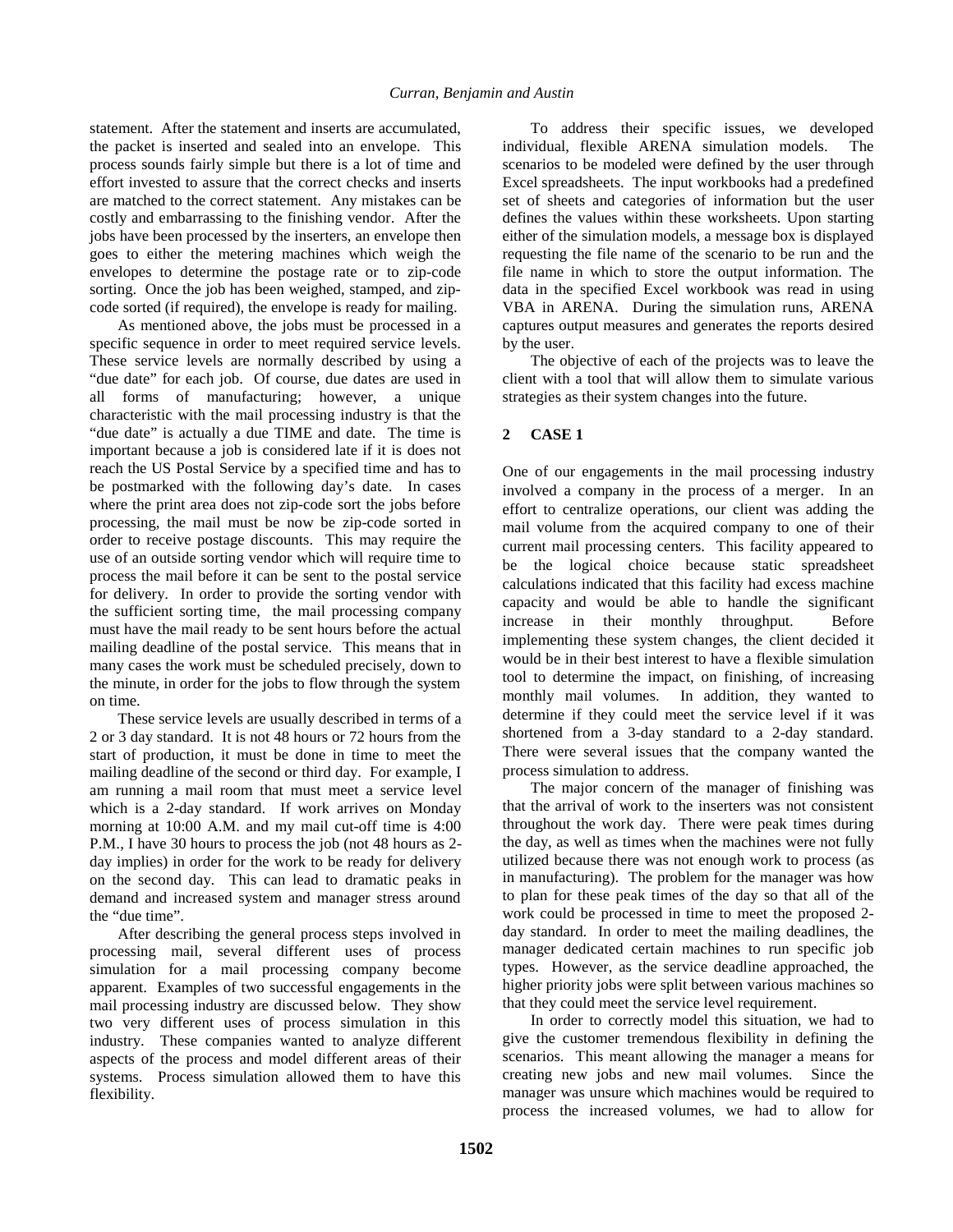statement. After the statement and inserts are accumulated, the packet is inserted and sealed into an envelope. This process sounds fairly simple but there is a lot of time and effort invested to assure that the correct checks and inserts are matched to the correct statement. Any mistakes can be costly and embarrassing to the finishing vendor. After the jobs have been processed by the inserters, an envelope then goes to either the metering machines which weigh the envelopes to determine the postage rate or to zip-code sorting. Once the job has been weighed, stamped, and zip-code sorted (if required), the envelope is ready for mailing.

As mentioned above, the jobs must be processed in a specific sequence in order to meet required service levels. These service levels are normally described by using a "due date" for each job. Of course, due dates are used in all forms of manufacturing; however, a unique characteristic with the mail processing industry is that the "due date" is actually a due TIME and date. The time is important because a job is considered late if it is does not reach the US Postal Service by a specified time and has to be postmarked with the following day's date. In cases where the print area does not zip-code sort the jobs before processing, the mail must be now be zip-code sorted in order to receive postage discounts. This may require the use of an outside sorting vendor which will require time to process the mail before it can be sent to the postal service for delivery. In order to provide the sorting vendor with the sufficient sorting time, the mail processing company must have the mail ready to be sent hours before the actual mailing deadline of the postal service. This means that in many cases the work must be scheduled precisely, down to the minute, in order for the jobs to flow through the system on time.

These service levels are usually described in terms of a 2 or 3 day standard. It is not 48 hours or 72 hours from the start of production, it must be done in time to meet the mailing deadline of the second or third day. For example, I am running a mail room that must meet a service level which is a 2-day standard. If work arrives on Monday morning at 10:00 A.M. and my mail cut-off time is 4:00 P.M., I have 30 hours to process the job (not 48 hours as 2-day implies) in order for the work to be ready for delivery on the second day. This can lead to dramatic peaks in demand and increased system and manager stress around the "due time".

After describing the general process steps involved in processing mail, several different uses of process simulation for a mail processing company become apparent. Examples of two successful engagements in the mail processing industry are discussed below. They show two very different uses of process simulation in this industry. These companies wanted to analyze different aspects of the process and model different areas of their systems. Process simulation allowed them to have this flexibility.

To address their specific issues, we developed individual, flexible ARENA simulation models. The scenarios to be modeled were defined by the user through Excel spreadsheets. The input workbooks had a predefined set of sheets and categories of information but the user defines the values within these worksheets. Upon starting either of the simulation models, a message box is displayed requesting the file name of the scenario to be run and the file name in which to store the output information. The data in the specified Excel workbook was read in using VBA in ARENA. During the simulation runs, ARENA captures output measures and generates the reports desired by the user.

The objective of each of the projects was to leave the client with a tool that will allow them to simulate various strategies as their system changes into the future.

## 2 CASE 1

One of our engagements in the mail processing industry involved a company in the process of a merger. In an effort to centralize operations, our client was adding the mail volume from the acquired company to one of their current mail processing centers. This facility appeared to be the logical choice because static spreadsheet calculations indicated that this facility had excess machine capacity and would be able to handle the significant increase in their monthly throughput. Before implementing these system changes, the client decided it would be in their best interest to have a flexible simulation tool to determine the impact, on finishing, of increasing monthly mail volumes. In addition, they wanted to determine if they could meet the service level if it was shortened from a 3-day standard to a 2-day standard. There were several issues that the company wanted the process simulation to address.

The major concern of the manager of finishing was that the arrival of work to the inserters was not consistent throughout the work day. There were peak times during the day, as well as times when the machines were not fully utilized because there was not enough work to process (as in manufacturing). The problem for the manager was how to plan for these peak times of the day so that all of the work could be processed in time to meet the proposed 2-day standard. In order to meet the mailing deadlines, the manager dedicated certain machines to run specific job types. However, as the service deadline approached, the higher priority jobs were split between various machines so that they could meet the service level requirement.

In order to correctly model this situation, we had to give the customer tremendous flexibility in defining the scenarios. This meant allowing the manager a means for creating new jobs and new mail volumes. Since the manager was unsure which machines would be required to process the increased volumes, we had to allow for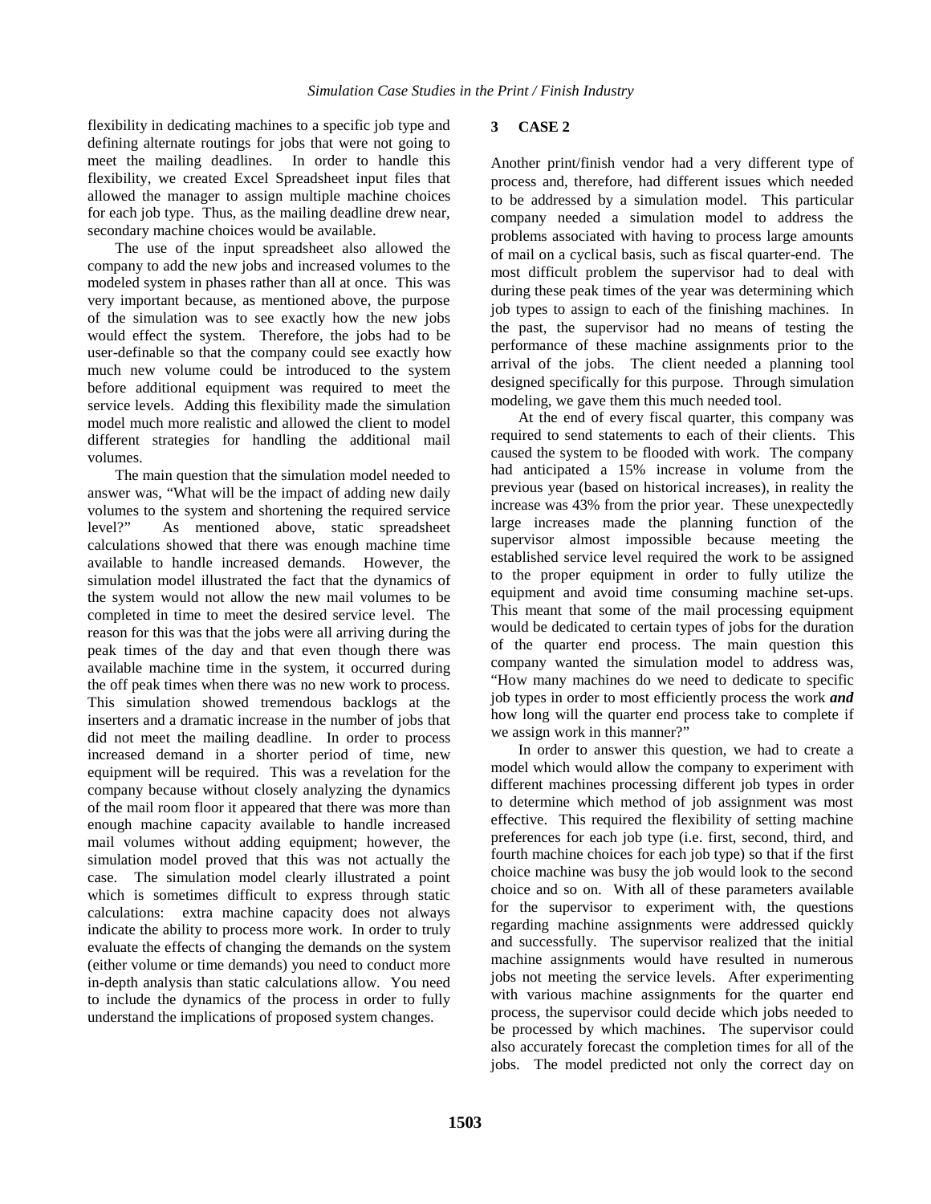flexibility in dedicating machines to a specific job type and defining alternate routings for jobs that were not going to meet the mailing deadlines. In order to handle this flexibility, we created Excel Spreadsheet input files that allowed the manager to assign multiple machine choices for each job type. Thus, as the mailing deadline drew near, secondary machine choices would be available.

The use of the input spreadsheet also allowed the company to add the new jobs and increased volumes to the modeled system in phases rather than all at once. This was very important because, as mentioned above, the purpose of the simulation was to see exactly how the new jobs would effect the system. Therefore, the jobs had to be user-definable so that the company could see exactly how much new volume could be introduced to the system before additional equipment was required to meet the service levels. Adding this flexibility made the simulation model much more realistic and allowed the client to model different strategies for handling the additional mail volumes.

The main question that the simulation model needed to answer was, "What will be the impact of adding new daily volumes to the system and shortening the required service level?" As mentioned above, static spreadsheet calculations showed that there was enough machine time available to handle increased demands. However, the simulation model illustrated the fact that the dynamics of the system would not allow the new mail volumes to be completed in time to meet the desired service level. The reason for this was that the jobs were all arriving during the peak times of the day and that even though there was available machine time in the system, it occurred during the off peak times when there was no new work to process. This simulation showed tremendous backlogs at the inserters and a dramatic increase in the number of jobs that did not meet the mailing deadline. In order to process increased demand in a shorter period of time, new equipment will be required. This was a revelation for the company because without closely analyzing the dynamics of the mail room floor it appeared that there was more than enough machine capacity available to handle increased mail volumes without adding equipment; however, the simulation model proved that this was not actually the case. The simulation model clearly illustrated a point which is sometimes difficult to express through static calculations: extra machine capacity does not always indicate the ability to process more work. In order to truly evaluate the effects of changing the demands on the system (either volume or time demands) you need to conduct more in-depth analysis than static calculations allow. You need to include the dynamics of the process in order to fully understand the implications of proposed system changes.

## 3 CASE 2

Another print/finish vendor had a very different type of process and, therefore, had different issues which needed to be addressed by a simulation model. This particular company needed a simulation model to address the problems associated with having to process large amounts of mail on a cyclical basis, such as fiscal quarter-end. The most difficult problem the supervisor had to deal with during these peak times of the year was determining which job types to assign to each of the finishing machines. In the past, the supervisor had no means of testing the performance of these machine assignments prior to the arrival of the jobs. The client needed a planning tool designed specifically for this purpose. Through simulation modeling, we gave them this much needed tool.

At the end of every fiscal quarter, this company was required to send statements to each of their clients. This caused the system to be flooded with work. The company had anticipated a 15% increase in volume from the previous year (based on historical increases), in reality the increase was 43% from the prior year. These unexpectedly large increases made the planning function of the supervisor almost impossible because meeting the established service level required the work to be assigned to the proper equipment in order to fully utilize the equipment and avoid time consuming machine set-ups. This meant that some of the mail processing equipment would be dedicated to certain types of jobs for the duration of the quarter end process. The main question this company wanted the simulation model to address was, "How many machines do we need to dedicate to specific job types in order to most efficiently process the work ***and*** how long will the quarter end process take to complete if we assign work in this manner?"

In order to answer this question, we had to create a model which would allow the company to experiment with different machines processing different job types in order to determine which method of job assignment was most effective. This required the flexibility of setting machine preferences for each job type (i.e. first, second, third, and fourth machine choices for each job type) so that if the first choice machine was busy the job would look to the second choice and so on. With all of these parameters available for the supervisor to experiment with, the questions regarding machine assignments were addressed quickly and successfully. The supervisor realized that the initial machine assignments would have resulted in numerous jobs not meeting the service levels. After experimenting with various machine assignments for the quarter end process, the supervisor could decide which jobs needed to be processed by which machines. The supervisor could also accurately forecast the completion times for all of the jobs. The model predicted not only the correct day on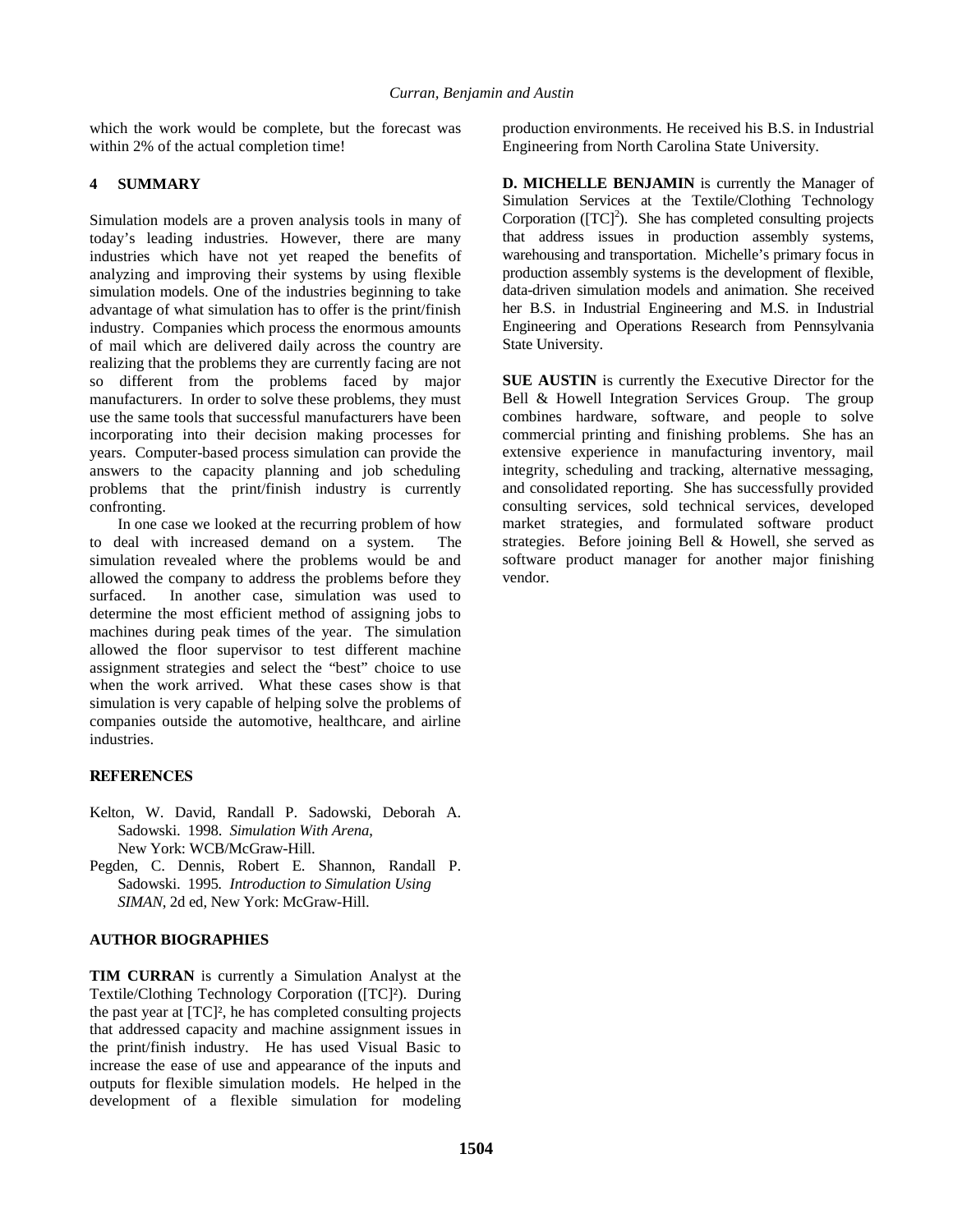which the work would be complete, but the forecast was within 2% of the actual completion time!

## 4 SUMMARY

Simulation models are a proven analysis tools in many of today's leading industries. However, there are many industries which have not yet reaped the benefits of analyzing and improving their systems by using flexible simulation models. One of the industries beginning to take advantage of what simulation has to offer is the print/finish industry. Companies which process the enormous amounts of mail which are delivered daily across the country are realizing that the problems they are currently facing are not so different from the problems faced by major manufacturers. In order to solve these problems, they must use the same tools that successful manufacturers have been incorporating into their decision making processes for years. Computer-based process simulation can provide the answers to the capacity planning and job scheduling problems that the print/finish industry is currently confronting.

In one case we looked at the recurring problem of how to deal with increased demand on a system. The simulation revealed where the problems would be and allowed the company to address the problems before they surfaced. In another case, simulation was used to determine the most efficient method of assigning jobs to machines during peak times of the year. The simulation allowed the floor supervisor to test different machine assignment strategies and select the "best" choice to use when the work arrived. What these cases show is that simulation is very capable of helping solve the problems of companies outside the automotive, healthcare, and airline industries.

## REFERENCES

Kelton, W. David, Randall P. Sadowski, Deborah A. Sadowski. 1998. *Simulation With Arena*, New York: WCB/McGraw-Hill.

Pegden, C. Dennis, Robert E. Shannon, Randall P. Sadowski. 1995. *Introduction to Simulation Using SIMAN*, 2d ed, New York: McGraw-Hill.

## AUTHOR BIOGRAPHIES

**TIM CURRAN** is currently a Simulation Analyst at the Textile/Clothing Technology Corporation ([TC]²). During the past year at [TC]², he has completed consulting projects that addressed capacity and machine assignment issues in the print/finish industry. He has used Visual Basic to increase the ease of use and appearance of the inputs and outputs for flexible simulation models. He helped in the development of a flexible simulation for modeling production environments. He received his B.S. in Industrial Engineering from North Carolina State University.

**D. MICHELLE BENJAMIN** is currently the Manager of Simulation Services at the Textile/Clothing Technology Corporation ([TC]²). She has completed consulting projects that address issues in production assembly systems, warehousing and transportation. Michelle's primary focus in production assembly systems is the development of flexible, data-driven simulation models and animation. She received her B.S. in Industrial Engineering and M.S. in Industrial Engineering and Operations Research from Pennsylvania State University.

**SUE AUSTIN** is currently the Executive Director for the Bell & Howell Integration Services Group. The group combines hardware, software, and people to solve commercial printing and finishing problems. She has an extensive experience in manufacturing inventory, mail integrity, scheduling and tracking, alternative messaging, and consolidated reporting. She has successfully provided consulting services, sold technical services, developed market strategies, and formulated software product strategies. Before joining Bell & Howell, she served as software product manager for another major finishing vendor.